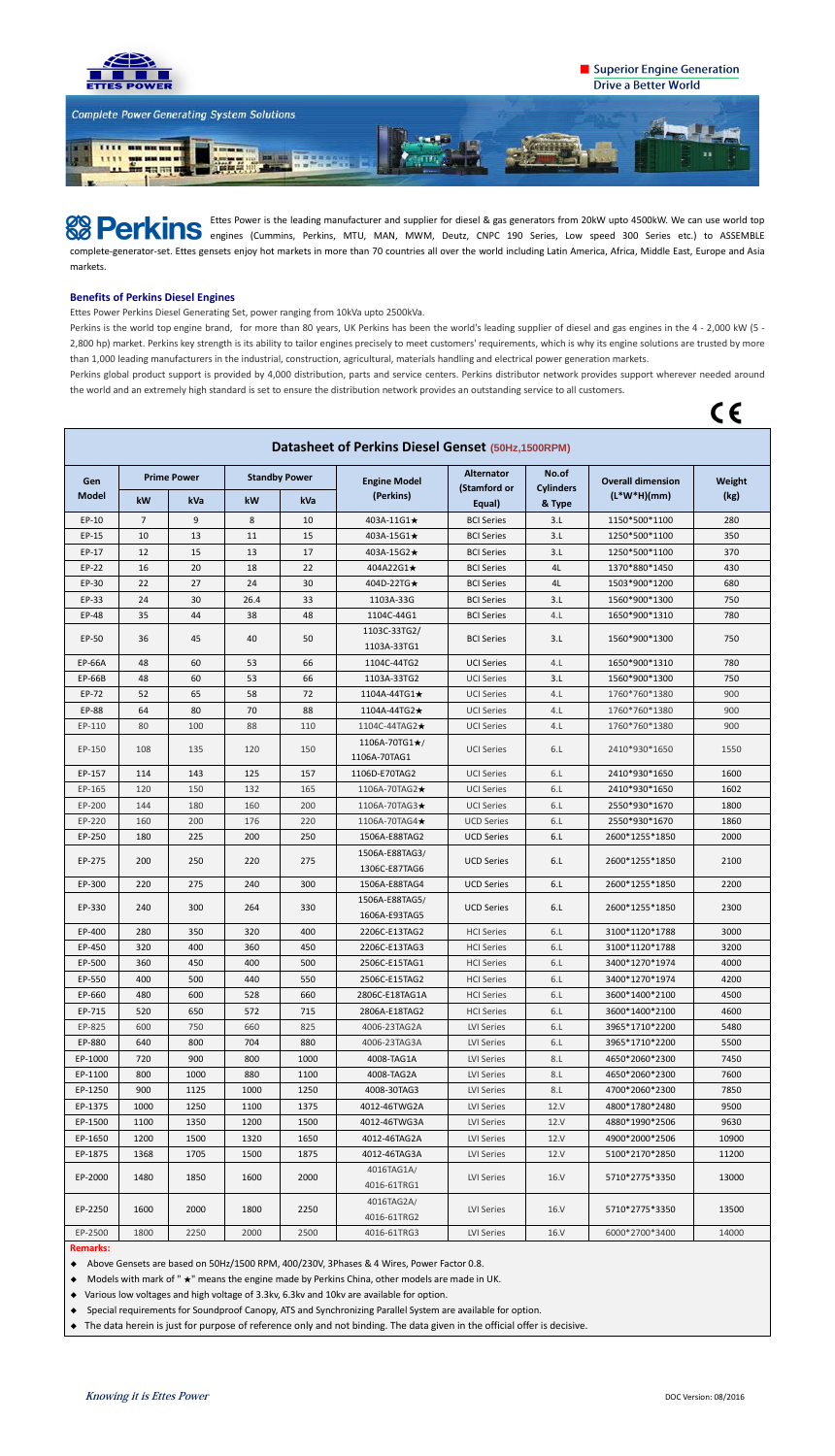Superior Engine Generation
Drive a Better World

Complete Power Generating System Solutions

**Perkins** Ettes Power is the leading manufacturer and supplier for diesel & gas generators from 20kW upto 4500kW. We can use world top engines (Cummins, Perkins, MTU, MAN, MWM, Deutz, CNPC 190 Series, Low speed 300 Series etc.) to ASSEMBLE complete-generator-set. Ettes gensets enjoy hot markets in more than 70 countries all over the world including Latin America, Africa, Middle East, Europe and Asia markets.

### Benefits of Perkins Diesel Engines

Ettes Power Perkins Diesel Generating Set, power ranging from 10kVa upto 2500kVa.

Perkins is the world top engine brand, for more than 80 years, UK Perkins has been the world's leading supplier of diesel and gas engines in the 4 - 2,000 kW (5 - 2,800 hp) market. Perkins key strength is its ability to tailor engines precisely to meet customers' requirements, which is why its engine solutions are trusted by more than 1,000 leading manufacturers in the industrial, construction, agricultural, materials handling and electrical power generation markets.

Perkins global product support is provided by 4,000 distribution, parts and service centers. Perkins distributor network provides support wherever needed around the world and an extremely high standard is set to ensure the distribution network provides an outstanding service to all customers.

CE

## Datasheet of Perkins Diesel Genset (50Hz,1500RPM)

| Gen Model | Prime Power | | Standby Power | | Engine Model (Perkins) | Alternator (Stamford or Equal) | No.of Cylinders & Type | Overall dimension (L*W*H)(mm) | Weight (kg) |
|---|---|---|---|---|---|---|---|---|---|
| | kW | kVa | kW | kVa | | | | | |
| EP-10 | 7 | 9 | 8 | 10 | 403A-11G1★ | BCI Series | 3.L | 1150*500*1100 | 280 |
| EP-15 | 10 | 13 | 11 | 15 | 403A-15G1★ | BCI Series | 3.L | 1250*500*1100 | 350 |
| EP-17 | 12 | 15 | 13 | 17 | 403A-15G2★ | BCI Series | 3.L | 1250*500*1100 | 370 |
| EP-22 | 16 | 20 | 18 | 22 | 404A22G1★ | BCI Series | 4L | 1370*880*1450 | 430 |
| EP-30 | 22 | 27 | 24 | 30 | 404D-22TG★ | BCI Series | 4L | 1503*900*1200 | 680 |
| EP-33 | 24 | 30 | 26.4 | 33 | 1103A-33G | BCI Series | 3.L | 1560*900*1300 | 750 |
| EP-48 | 35 | 44 | 38 | 48 | 1104C-44G1 | BCI Series | 4.L | 1650*900*1310 | 780 |
| EP-50 | 36 | 45 | 40 | 50 | 1103C-33TG2/ 1103A-33TG1 | BCI Series | 3.L | 1560*900*1300 | 750 |
| EP-66A | 48 | 60 | 53 | 66 | 1104C-44TG2 | UCI Series | 4.L | 1650*900*1310 | 780 |
| EP-66B | 48 | 60 | 53 | 66 | 1103A-33TG2 | UCI Series | 3.L | 1560*900*1300 | 750 |
| EP-72 | 52 | 65 | 58 | 72 | 1104A-44TG1★ | UCI Series | 4.L | 1760*760*1380 | 900 |
| EP-88 | 64 | 80 | 70 | 88 | 1104A-44TG2★ | UCI Series | 4.L | 1760*760*1380 | 900 |
| EP-110 | 80 | 100 | 88 | 110 | 1104C-44TAG2★ | UCI Series | 4.L | 1760*760*1380 | 900 |
| EP-150 | 108 | 135 | 120 | 150 | 1106A-70TG1★/ 1106A-70TAG1 | UCI Series | 6.L | 2410*930*1650 | 1550 |
| EP-157 | 114 | 143 | 125 | 157 | 1106D-E70TAG2 | UCI Series | 6.L | 2410*930*1650 | 1600 |
| EP-165 | 120 | 150 | 132 | 165 | 1106A-70TAG2★ | UCI Series | 6.L | 2410*930*1650 | 1602 |
| EP-200 | 144 | 180 | 160 | 200 | 1106A-70TAG3★ | UCI Series | 6.L | 2550*930*1670 | 1800 |
| EP-220 | 160 | 200 | 176 | 220 | 1106A-70TAG4★ | UCD Series | 6.L | 2550*930*1670 | 1860 |
| EP-250 | 180 | 225 | 200 | 250 | 1506A-E88TAG2 | UCD Series | 6.L | 2600*1255*1850 | 2000 |
| EP-275 | 200 | 250 | 220 | 275 | 1506A-E88TAG3/ 1306C-E87TAG6 | UCD Series | 6.L | 2600*1255*1850 | 2100 |
| EP-300 | 220 | 275 | 240 | 300 | 1506A-E88TAG4 | UCD Series | 6.L | 2600*1255*1850 | 2200 |
| EP-330 | 240 | 300 | 264 | 330 | 1506A-E88TAG5/ 1606A-E93TAG5 | UCD Series | 6.L | 2600*1255*1850 | 2300 |
| EP-400 | 280 | 350 | 320 | 400 | 2206C-E13TAG2 | HCI Series | 6.L | 3100*1120*1788 | 3000 |
| EP-450 | 320 | 400 | 360 | 450 | 2206C-E13TAG3 | HCI Series | 6.L | 3100*1120*1788 | 3200 |
| EP-500 | 360 | 450 | 400 | 500 | 2506C-E15TAG1 | HCI Series | 6.L | 3400*1270*1974 | 4000 |
| EP-550 | 400 | 500 | 440 | 550 | 2506C-E15TAG2 | HCI Series | 6.L | 3400*1270*1974 | 4200 |
| EP-660 | 480 | 600 | 528 | 660 | 2806C-E18TAG1A | HCI Series | 6.L | 3600*1400*2100 | 4500 |
| EP-715 | 520 | 650 | 572 | 715 | 2806A-E18TAG2 | HCI Series | 6.L | 3600*1400*2100 | 4600 |
| EP-825 | 600 | 750 | 660 | 825 | 4006-23TAG2A | LVI Series | 6.L | 3965*1710*2200 | 5480 |
| EP-880 | 640 | 800 | 704 | 880 | 4006-23TAG3A | LVI Series | 6.L | 3965*1710*2200 | 5500 |
| EP-1000 | 720 | 900 | 800 | 1000 | 4008-TAG1A | LVI Series | 8.L | 4650*2060*2300 | 7450 |
| EP-1100 | 800 | 1000 | 880 | 1100 | 4008-TAG2A | LVI Series | 8.L | 4650*2060*2300 | 7600 |
| EP-1250 | 900 | 1125 | 1000 | 1250 | 4008-30TAG3 | LVI Series | 8.L | 4700*2060*2300 | 7850 |
| EP-1375 | 1000 | 1250 | 1100 | 1375 | 4012-46TWG2A | LVI Series | 12.V | 4800*1780*2480 | 9500 |
| EP-1500 | 1100 | 1350 | 1200 | 1500 | 4012-46TWG3A | LVI Series | 12.V | 4880*1990*2506 | 9630 |
| EP-1650 | 1200 | 1500 | 1320 | 1650 | 4012-46TAG2A | LVI Series | 12.V | 4900*2000*2506 | 10900 |
| EP-1875 | 1368 | 1705 | 1500 | 1875 | 4012-46TAG3A | LVI Series | 12.V | 5100*2170*2850 | 11200 |
| EP-2000 | 1480 | 1850 | 1600 | 2000 | 4016TAG1A/ 4016-61TRG1 | LVI Series | 16.V | 5710*2775*3350 | 13000 |
| EP-2250 | 1600 | 2000 | 1800 | 2250 | 4016TAG2A/ 4016-61TRG2 | LVI Series | 16.V | 5710*2775*3350 | 13500 |
| EP-2500 | 1800 | 2250 | 2000 | 2500 | 4016-61TRG3 | LVI Series | 16.V | 6000*2700*3400 | 14000 |

**Remarks:**

- Above Gensets are based on 50Hz/1500 RPM, 400/230V, 3Phases & 4 Wires, Power Factor 0.8.
- Models with mark of " ★" means the engine made by Perkins China, other models are made in UK.
- Various low voltages and high voltage of 3.3kv, 6.3kv and 10kv are available for option.
- Special requirements for Soundproof Canopy, ATS and Synchronizing Parallel System are available for option.
- The data herein is just for purpose of reference only and not binding. The data given in the official offer is decisive.

*Knowing it is Ettes Power*

DOC Version: 08/2016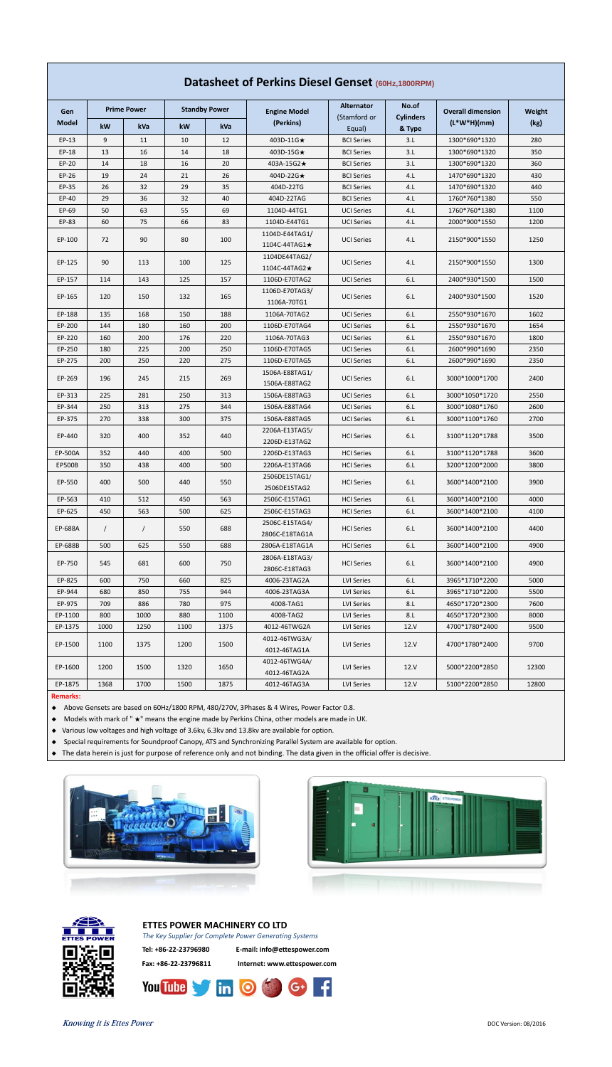# Datasheet of Perkins Diesel Genset (60Hz,1800RPM)

| Gen Model | Prime Power | | Standby Power | | Engine Model (Perkins) | Alternator (Stamford or Equal) | No.of Cylinders & Type | Overall dimension (L*W*H)(mm) | Weight (kg) |
|---|---|---|---|---|---|---|---|---|---|
| | kW | kVa | kW | kVa | | | | | |
| EP-13 | 9 | 11 | 10 | 12 | 403D-11G★ | BCI Series | 3.L | 1300*690*1320 | 280 |
| EP-18 | 13 | 16 | 14 | 18 | 403D-15G★ | BCI Series | 3.L | 1300*690*1320 | 350 |
| EP-20 | 14 | 18 | 16 | 20 | 403A-15G2★ | BCI Series | 3.L | 1300*690*1320 | 360 |
| EP-26 | 19 | 24 | 21 | 26 | 404D-22G★ | BCI Series | 4.L | 1470*690*1320 | 430 |
| EP-35 | 26 | 32 | 29 | 35 | 404D-22TG | BCI Series | 4.L | 1470*690*1320 | 440 |
| EP-40 | 29 | 36 | 32 | 40 | 404D-22TAG | BCI Series | 4.L | 1760*760*1380 | 550 |
| EP-69 | 50 | 63 | 55 | 69 | 1104D-44TG1 | UCI Series | 4.L | 1760*760*1380 | 1100 |
| EP-83 | 60 | 75 | 66 | 83 | 1104D-E44TG1 | UCI Series | 4.L | 2000*900*1550 | 1200 |
| EP-100 | 72 | 90 | 80 | 100 | 1104D-E44TAG1/ 1104C-44TAG1★ | UCI Series | 4.L | 2150*900*1550 | 1250 |
| EP-125 | 90 | 113 | 100 | 125 | 1104DE44TAG2/ 1104C-44TAG2★ | UCI Series | 4.L | 2150*900*1550 | 1300 |
| EP-157 | 114 | 143 | 125 | 157 | 1106D-E70TAG2 | UCI Series | 6.L | 2400*930*1500 | 1500 |
| EP-165 | 120 | 150 | 132 | 165 | 1106D-E70TAG3/ 1106A-70TG1 | UCI Series | 6.L | 2400*930*1500 | 1520 |
| EP-188 | 135 | 168 | 150 | 188 | 1106A-70TAG2 | UCI Series | 6.L | 2550*930*1670 | 1602 |
| EP-200 | 144 | 180 | 160 | 200 | 1106D-E70TAG4 | UCI Series | 6.L | 2550*930*1670 | 1654 |
| EP-220 | 160 | 200 | 176 | 220 | 1106A-70TAG3 | UCI Series | 6.L | 2550*930*1670 | 1800 |
| EP-250 | 180 | 225 | 200 | 250 | 1106D-E70TAG5 | UCI Series | 6.L | 2600*990*1690 | 2350 |
| EP-275 | 200 | 250 | 220 | 275 | 1106D-E70TAG5 | UCI Series | 6.L | 2600*990*1690 | 2350 |
| EP-269 | 196 | 245 | 215 | 269 | 1506A-E88TAG1/ 1506A-E88TAG2 | UCI Series | 6.L | 3000*1000*1700 | 2400 |
| EP-313 | 225 | 281 | 250 | 313 | 1506A-E88TAG3 | UCI Series | 6.L | 3000*1050*1720 | 2550 |
| EP-344 | 250 | 313 | 275 | 344 | 1506A-E88TAG4 | UCI Series | 6.L | 3000*1080*1760 | 2600 |
| EP-375 | 270 | 338 | 300 | 375 | 1506A-E88TAG5 | UCI Series | 6.L | 3000*1100*1760 | 2700 |
| EP-440 | 320 | 400 | 352 | 440 | 2206A-E13TAG5/ 2206D-E13TAG2 | HCI Series | 6.L | 3100*1120*1788 | 3500 |
| EP-500A | 352 | 440 | 400 | 500 | 2206D-E13TAG3 | HCI Series | 6.L | 3100*1120*1788 | 3600 |
| EP500B | 350 | 438 | 400 | 500 | 2206A-E13TAG6 | HCI Series | 6.L | 3200*1200*2000 | 3800 |
| EP-550 | 400 | 500 | 440 | 550 | 2506DE15TAG1/ 2506DE15TAG2 | HCI Series | 6.L | 3600*1400*2100 | 3900 |
| EP-563 | 410 | 512 | 450 | 563 | 2506C-E15TAG1 | HCI Series | 6.L | 3600*1400*2100 | 4000 |
| EP-625 | 450 | 563 | 500 | 625 | 2506C-E15TAG3 | HCI Series | 6.L | 3600*1400*2100 | 4100 |
| EP-688A | / | / | 550 | 688 | 2506C-E15TAG4/ 2806C-E18TAG1A | HCI Series | 6.L | 3600*1400*2100 | 4400 |
| EP-688B | 500 | 625 | 550 | 688 | 2806A-E18TAG1A | HCI Series | 6.L | 3600*1400*2100 | 4900 |
| EP-750 | 545 | 681 | 600 | 750 | 2806A-E18TAG3/ 2806C-E18TAG3 | HCI Series | 6.L | 3600*1400*2100 | 4900 |
| EP-825 | 600 | 750 | 660 | 825 | 4006-23TAG2A | LVI Series | 6.L | 3965*1710*2200 | 5000 |
| EP-944 | 680 | 850 | 755 | 944 | 4006-23TAG3A | LVI Series | 6.L | 3965*1710*2200 | 5500 |
| EP-975 | 709 | 886 | 780 | 975 | 4008-TAG1 | LVI Series | 8.L | 4650*1720*2300 | 7600 |
| EP-1100 | 800 | 1000 | 880 | 1100 | 4008-TAG2 | LVI Series | 8.L | 4650*1720*2300 | 8000 |
| EP-1375 | 1000 | 1250 | 1100 | 1375 | 4012-46TWG2A | LVI Series | 12.V | 4700*1780*2400 | 9500 |
| EP-1500 | 1100 | 1375 | 1200 | 1500 | 4012-46TWG3A/ 4012-46TAG1A | LVI Series | 12.V | 4700*1780*2400 | 9700 |
| EP-1600 | 1200 | 1500 | 1320 | 1650 | 4012-46TWG4A/ 4012-46TAG2A | LVI Series | 12.V | 5000*2200*2850 | 12300 |
| EP-1875 | 1368 | 1700 | 1500 | 1875 | 4012-46TAG3A | LVI Series | 12.V | 5100*2200*2850 | 12800 |

**Remarks:**

- Above Gensets are based on 60Hz/1800 RPM, 480/270V, 3Phases & 4 Wires, Power Factor 0.8.
- Models with mark of " ★" means the engine made by Perkins China, other models are made in UK.
- Various low voltages and high voltage of 3.6kv, 6.3kv and 13.8kv are available for option.
- Special requirements for Soundproof Canopy, ATS and Synchronizing Parallel System are available for option.
- The data herein is just for purpose of reference only and not binding. The data given in the official offer is decisive.

**ETTES POWER MACHINERY CO LTD**

*The Key Supplier for Complete Power Generating Systems*

**Tel: +86-22-23796980** **E-mail: info@ettespower.com**

**Fax: +86-22-23796811** **Internet: www.ettespower.com**

*Knowing it is Ettes Power*

DOC Version: 08/2016